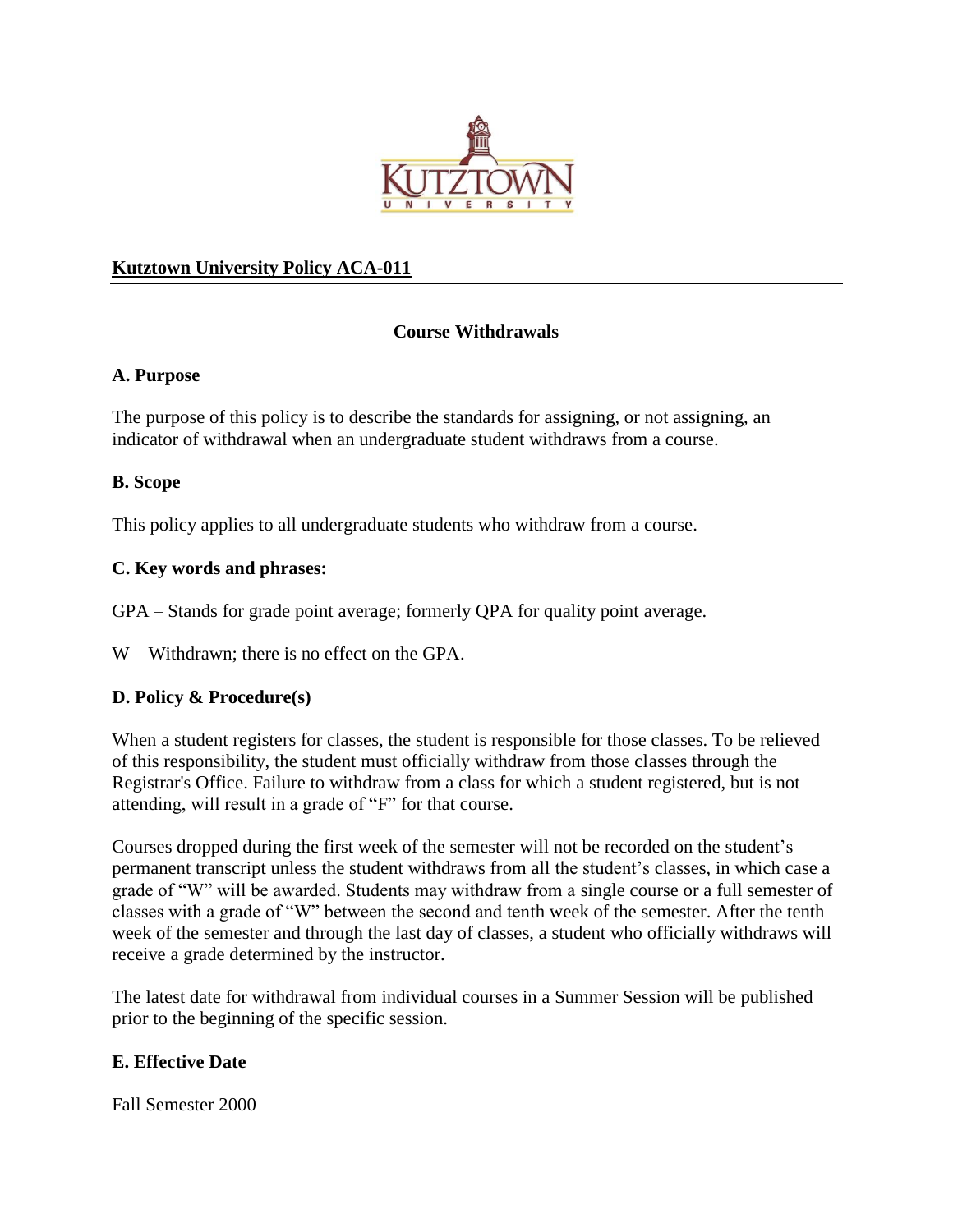**Kutztown University Policy ACA-011**

## Course Withdrawals

### A. Purpose

The purpose of this policy is to describe the standards for assigning, or not assigning, an indicator of withdrawal when an undergraduate student withdraws from a course.

### B. Scope

This policy applies to all undergraduate students who withdraw from a course.

### C. Key words and phrases:

GPA – Stands for grade point average; formerly QPA for quality point average.

W – Withdrawn; there is no effect on the GPA.

### D. Policy & Procedure(s)

When a student registers for classes, the student is responsible for those classes. To be relieved of this responsibility, the student must officially withdraw from those classes through the Registrar's Office. Failure to withdraw from a class for which a student registered, but is not attending, will result in a grade of "F" for that course.

Courses dropped during the first week of the semester will not be recorded on the student's permanent transcript unless the student withdraws from all the student's classes, in which case a grade of "W" will be awarded. Students may withdraw from a single course or a full semester of classes with a grade of "W" between the second and tenth week of the semester. After the tenth week of the semester and through the last day of classes, a student who officially withdraws will receive a grade determined by the instructor.

The latest date for withdrawal from individual courses in a Summer Session will be published prior to the beginning of the specific session.

### E. Effective Date

Fall Semester 2000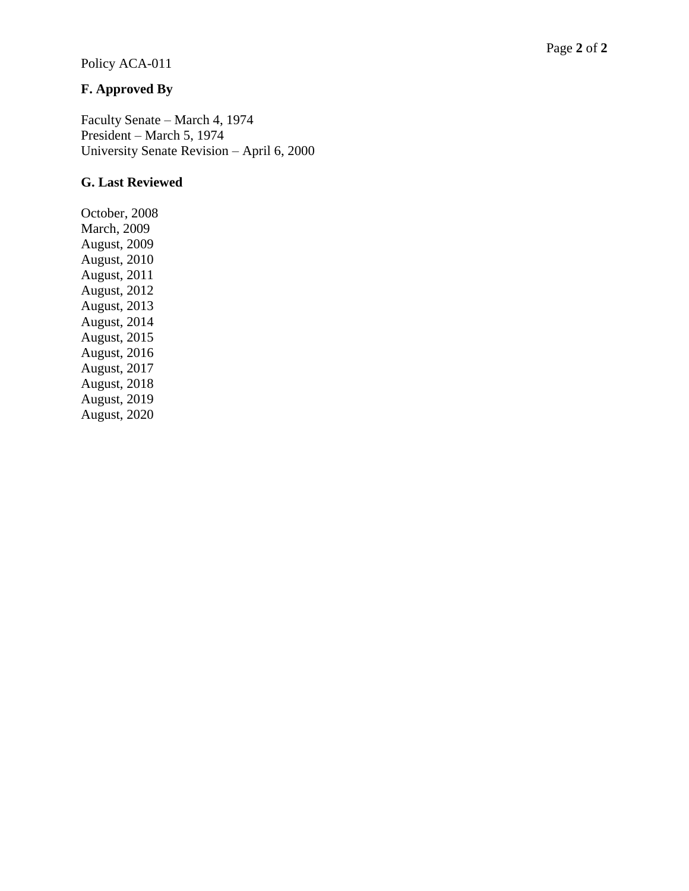Policy ACA-011

**F. Approved By**

Faculty Senate – March 4, 1974
President – March 5, 1974
University Senate Revision – April 6, 2000

**G. Last Reviewed**

October, 2008
March, 2009
August, 2009
August, 2010
August, 2011
August, 2012
August, 2013
August, 2014
August, 2015
August, 2016
August, 2017
August, 2018
August, 2019
August, 2020